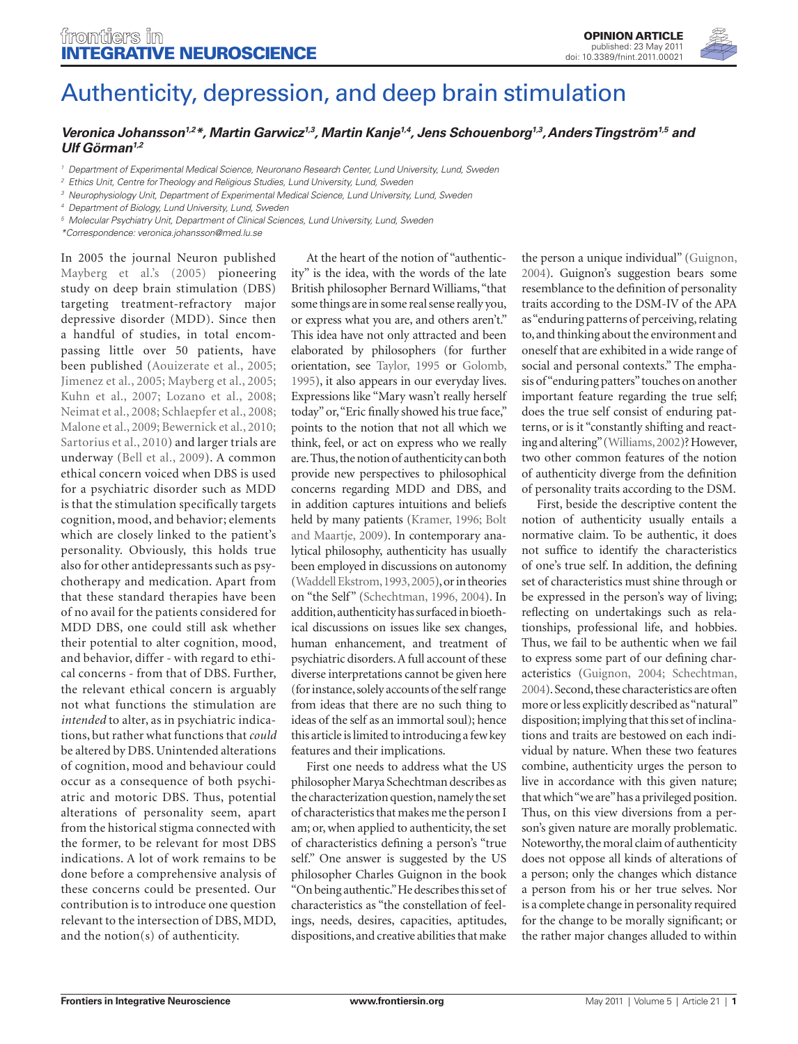OPINION ARTICLE
published: 23 May 2011
doi: 10.3389/fnint.2011.00021

# Authenticity, depression, and deep brain stimulation

***Veronica Johansson[1,2]\*, Martin Garwicz[1,3], Martin Kanje[1,4], Jens Schouenborg[1,3], Anders Tingström[1,5] and Ulf Görman[1,2]***

[1] *Department of Experimental Medical Science, Neuronano Research Center, Lund University, Lund, Sweden*
[2] *Ethics Unit, Centre for Theology and Religious Studies, Lund University, Lund, Sweden*
[3] *Neurophysiology Unit, Department of Experimental Medical Science, Lund University, Lund, Sweden*
[4] *Department of Biology, Lund University, Lund, Sweden*
[5] *Molecular Psychiatry Unit, Department of Clinical Sciences, Lund University, Lund, Sweden*
*\*Correspondence: veronica.johansson@med.lu.se*

In 2005 the journal Neuron published Mayberg et al.'s (2005) pioneering study on deep brain stimulation (DBS) targeting treatment-refractory major depressive disorder (MDD). Since then a handful of studies, in total encompassing little over 50 patients, have been published (Aouizerate et al., 2005; Jimenez et al., 2005; Mayberg et al., 2005; Kuhn et al., 2007; Lozano et al., 2008; Neimat et al., 2008; Schlaepfer et al., 2008; Malone et al., 2009; Bewernick et al., 2010; Sartorius et al., 2010) and larger trials are underway (Bell et al., 2009). A common ethical concern voiced when DBS is used for a psychiatric disorder such as MDD is that the stimulation specifically targets cognition, mood, and behavior; elements which are closely linked to the patient's personality. Obviously, this holds true also for other antidepressants such as psychotherapy and medication. Apart from that these standard therapies have been of no avail for the patients considered for MDD DBS, one could still ask whether their potential to alter cognition, mood, and behavior, differ - with regard to ethical concerns - from that of DBS. Further, the relevant ethical concern is arguably not what functions the stimulation are *intended* to alter, as in psychiatric indications, but rather what functions that *could* be altered by DBS. Unintended alterations of cognition, mood and behaviour could occur as a consequence of both psychiatric and motoric DBS. Thus, potential alterations of personality seem, apart from the historical stigma connected with the former, to be relevant for most DBS indications. A lot of work remains to be done before a comprehensive analysis of these concerns could be presented. Our contribution is to introduce one question relevant to the intersection of DBS, MDD, and the notion(s) of authenticity.

At the heart of the notion of "authenticity" is the idea, with the words of the late British philosopher Bernard Williams, "that some things are in some real sense really you, or express what you are, and others aren't." This idea have not only attracted and been elaborated by philosophers (for further orientation, see Taylor, 1995 or Golomb, 1995), it also appears in our everyday lives. Expressions like "Mary wasn't really herself today" or, "Eric finally showed his true face," points to the notion that not all which we think, feel, or act on express who we really are. Thus, the notion of authenticity can both provide new perspectives to philosophical concerns regarding MDD and DBS, and in addition captures intuitions and beliefs held by many patients (Kramer, 1996; Bolt and Maartje, 2009). In contemporary analytical philosophy, authenticity has usually been employed in discussions on autonomy (Waddell Ekstrom, 1993, 2005), or in theories on "the Self" (Schechtman, 1996, 2004). In addition, authenticity has surfaced in bioethical discussions on issues like sex changes, human enhancement, and treatment of psychiatric disorders. A full account of these diverse interpretations cannot be given here (for instance, solely accounts of the self range from ideas that there are no such thing to ideas of the self as an immortal soul); hence this article is limited to introducing a few key features and their implications.

First one needs to address what the US philosopher Marya Schechtman describes as the characterization question, namely the set of characteristics that makes me the person I am; or, when applied to authenticity, the set of characteristics defining a person's "true self." One answer is suggested by the US philosopher Charles Guignon in the book "On being authentic." He describes this set of characteristics as "the constellation of feelings, needs, desires, capacities, aptitudes, dispositions, and creative abilities that make the person a unique individual" (Guignon, 2004). Guignon's suggestion bears some resemblance to the definition of personality traits according to the DSM-IV of the APA as "enduring patterns of perceiving, relating to, and thinking about the environment and oneself that are exhibited in a wide range of social and personal contexts." The emphasis of "enduring patters" touches on another important feature regarding the true self; does the true self consist of enduring patterns, or is it "constantly shifting and reacting and altering" (Williams, 2002)? However, two other common features of the notion of authenticity diverge from the definition of personality traits according to the DSM.

First, beside the descriptive content the notion of authenticity usually entails a normative claim. To be authentic, it does not suffice to identify the characteristics of one's true self. In addition, the defining set of characteristics must shine through or be expressed in the person's way of living; reflecting on undertakings such as relationships, professional life, and hobbies. Thus, we fail to be authentic when we fail to express some part of our defining characteristics (Guignon, 2004; Schechtman, 2004). Second, these characteristics are often more or less explicitly described as "natural" disposition; implying that this set of inclinations and traits are bestowed on each individual by nature. When these two features combine, authenticity urges the person to live in accordance with this given nature; that which "we are" has a privileged position. Thus, on this view diversions from a person's given nature are morally problematic. Noteworthy, the moral claim of authenticity does not oppose all kinds of alterations of a person; only the changes which distance a person from his or her true selves. Nor is a complete change in personality required for the change to be morally significant; or the rather major changes alluded to within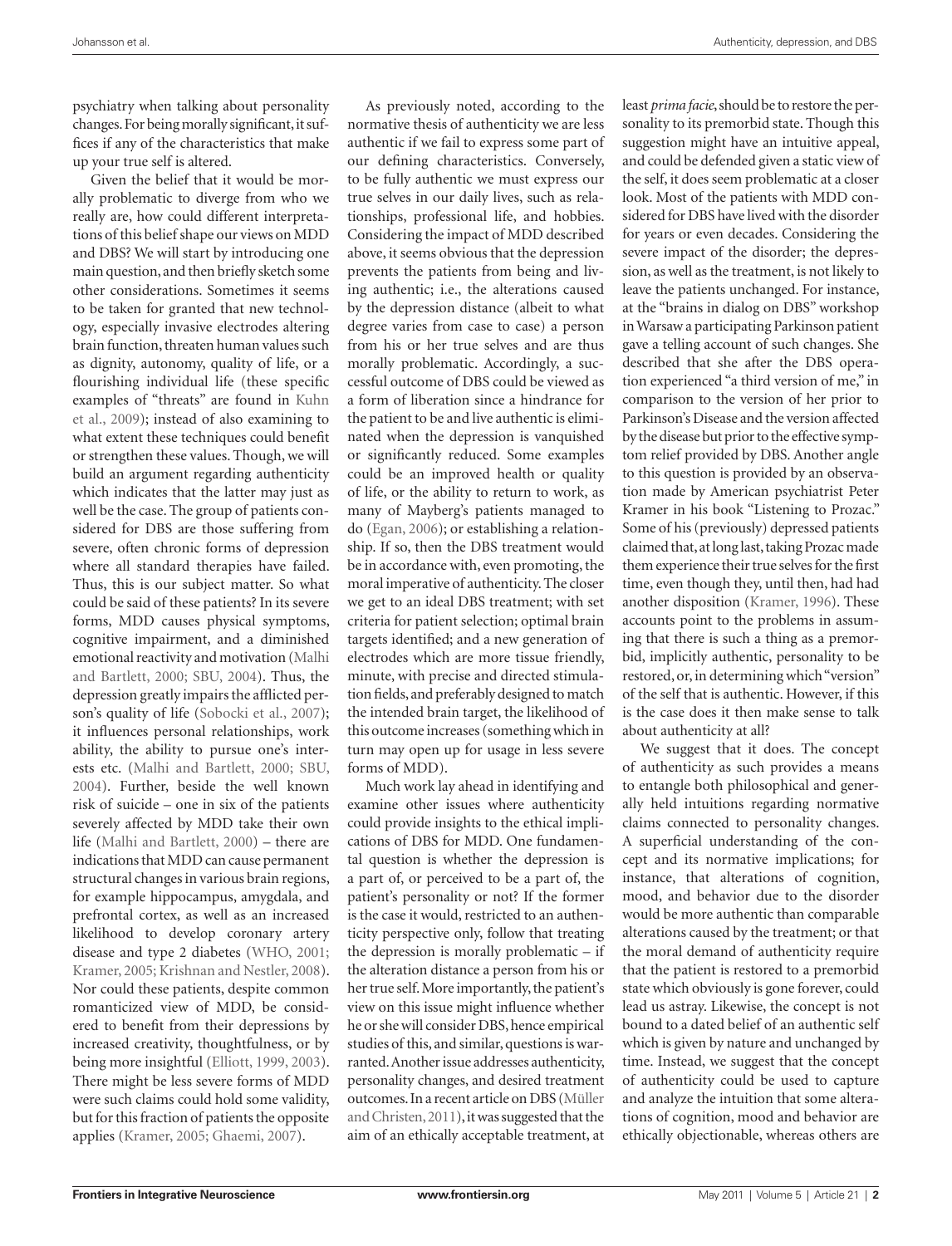psychiatry when talking about personality changes. For being morally significant, it suffices if any of the characteristics that make up your true self is altered.

Given the belief that it would be morally problematic to diverge from who we really are, how could different interpretations of this belief shape our views on MDD and DBS? We will start by introducing one main question, and then briefly sketch some other considerations. Sometimes it seems to be taken for granted that new technology, especially invasive electrodes altering brain function, threaten human values such as dignity, autonomy, quality of life, or a flourishing individual life (these specific examples of "threats" are found in Kuhn et al., 2009); instead of also examining to what extent these techniques could benefit or strengthen these values. Though, we will build an argument regarding authenticity which indicates that the latter may just as well be the case. The group of patients considered for DBS are those suffering from severe, often chronic forms of depression where all standard therapies have failed. Thus, this is our subject matter. So what could be said of these patients? In its severe forms, MDD causes physical symptoms, cognitive impairment, and a diminished emotional reactivity and motivation (Malhi and Bartlett, 2000; SBU, 2004). Thus, the depression greatly impairs the afflicted person's quality of life (Sobocki et al., 2007); it influences personal relationships, work ability, the ability to pursue one's interests etc. (Malhi and Bartlett, 2000; SBU, 2004). Further, beside the well known risk of suicide – one in six of the patients severely affected by MDD take their own life (Malhi and Bartlett, 2000) – there are indications that MDD can cause permanent structural changes in various brain regions, for example hippocampus, amygdala, and prefrontal cortex, as well as an increased likelihood to develop coronary artery disease and type 2 diabetes (WHO, 2001; Kramer, 2005; Krishnan and Nestler, 2008). Nor could these patients, despite common romanticized view of MDD, be considered to benefit from their depressions by increased creativity, thoughtfulness, or by being more insightful (Elliott, 1999, 2003). There might be less severe forms of MDD were such claims could hold some validity, but for this fraction of patients the opposite applies (Kramer, 2005; Ghaemi, 2007).

As previously noted, according to the normative thesis of authenticity we are less authentic if we fail to express some part of our defining characteristics. Conversely, to be fully authentic we must express our true selves in our daily lives, such as relationships, professional life, and hobbies. Considering the impact of MDD described above, it seems obvious that the depression prevents the patients from being and living authentic; i.e., the alterations caused by the depression distance (albeit to what degree varies from case to case) a person from his or her true selves and are thus morally problematic. Accordingly, a successful outcome of DBS could be viewed as a form of liberation since a hindrance for the patient to be and live authentic is eliminated when the depression is vanquished or significantly reduced. Some examples could be an improved health or quality of life, or the ability to return to work, as many of Mayberg's patients managed to do (Egan, 2006); or establishing a relationship. If so, then the DBS treatment would be in accordance with, even promoting, the moral imperative of authenticity. The closer we get to an ideal DBS treatment; with set criteria for patient selection; optimal brain targets identified; and a new generation of electrodes which are more tissue friendly, minute, with precise and directed stimulation fields, and preferably designed to match the intended brain target, the likelihood of this outcome increases (something which in turn may open up for usage in less severe forms of MDD).

Much work lay ahead in identifying and examine other issues where authenticity could provide insights to the ethical implications of DBS for MDD. One fundamental question is whether the depression is a part of, or perceived to be a part of, the patient's personality or not? If the former is the case it would, restricted to an authenticity perspective only, follow that treating the depression is morally problematic – if the alteration distance a person from his or her true self. More importantly, the patient's view on this issue might influence whether he or she will consider DBS, hence empirical studies of this, and similar, questions is warranted. Another issue addresses authenticity, personality changes, and desired treatment outcomes. In a recent article on DBS (Müller and Christen, 2011), it was suggested that the aim of an ethically acceptable treatment, at least *prima facie*, should be to restore the personality to its premorbid state. Though this suggestion might have an intuitive appeal, and could be defended given a static view of the self, it does seem problematic at a closer look. Most of the patients with MDD considered for DBS have lived with the disorder for years or even decades. Considering the severe impact of the disorder; the depression, as well as the treatment, is not likely to leave the patients unchanged. For instance, at the "brains in dialog on DBS" workshop in Warsaw a participating Parkinson patient gave a telling account of such changes. She described that she after the DBS operation experienced "a third version of me," in comparison to the version of her prior to Parkinson's Disease and the version affected by the disease but prior to the effective symptom relief provided by DBS. Another angle to this question is provided by an observation made by American psychiatrist Peter Kramer in his book "Listening to Prozac." Some of his (previously) depressed patients claimed that, at long last, taking Prozac made them experience their true selves for the first time, even though they, until then, had had another disposition (Kramer, 1996). These accounts point to the problems in assuming that there is such a thing as a premorbid, implicitly authentic, personality to be restored, or, in determining which "version" of the self that is authentic. However, if this is the case does it then make sense to talk about authenticity at all?

We suggest that it does. The concept of authenticity as such provides a means to entangle both philosophical and generally held intuitions regarding normative claims connected to personality changes. A superficial understanding of the concept and its normative implications; for instance, that alterations of cognition, mood, and behavior due to the disorder would be more authentic than comparable alterations caused by the treatment; or that the moral demand of authenticity require that the patient is restored to a premorbid state which obviously is gone forever, could lead us astray. Likewise, the concept is not bound to a dated belief of an authentic self which is given by nature and unchanged by time. Instead, we suggest that the concept of authenticity could be used to capture and analyze the intuition that some alterations of cognition, mood and behavior are ethically objectionable, whereas others are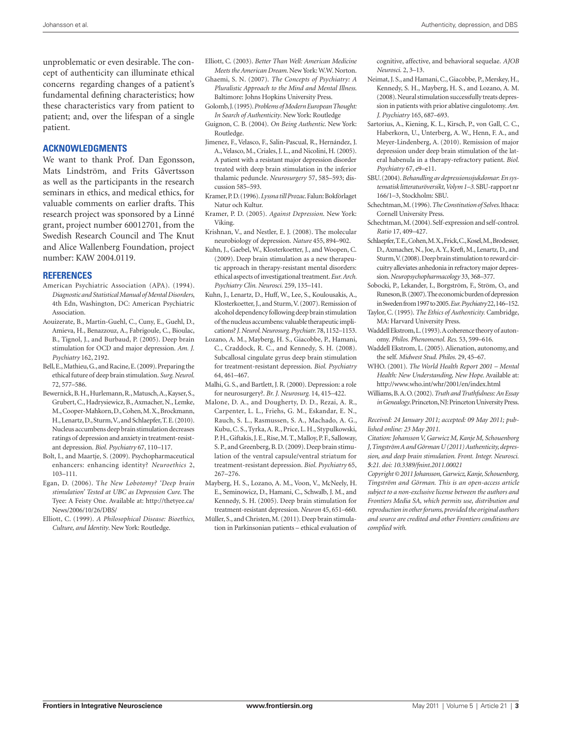unproblematic or even desirable. The concept of authenticity can illuminate ethical concerns regarding changes of a patient's fundamental defining characteristics; how these characteristics vary from patient to patient; and, over the lifespan of a single patient.

## ACKNOWLEDGMENTS

We want to thank Prof. Dan Egonsson, Mats Lindström, and Frits Gåvertsson as well as the participants in the research seminars in ethics, and medical ethics, for valuable comments on earlier drafts. This research project was sponsored by a Linné grant, project number 60012701, from the Swedish Research Council and The Knut and Alice Wallenberg Foundation, project number: KAW 2004.0119.

## REFERENCES

American Psychiatric Association (APA). (1994). *Diagnostic and Statistical Manual of Mental Disorders*, 4th Edn, Washington, DC: American Psychiatric Association.

Aouizerate, B., Martin-Guehl, C., Cuny, E., Guehl, D., Amieva, H., Benazzouz, A., Fabrigoule, C., Bioulac, B., Tignol, J., and Burbaud, P. (2005). Deep brain stimulation for OCD and major depression. *Am. J. Psychiatry* 162, 2192.

Bell, E., Mathieu, G., and Racine, E. (2009). Preparing the ethical future of deep brain stimulation. *Surg. Neurol.* 72, 577–586.

Bewernick, B. H., Hurlemann, R., Matusch, A., Kayser, S., Grubert, C., Hadrysiewicz, B., Axmacher, N., Lemke, M., Cooper-Mahkorn, D., Cohen, M. X., Brockmann, H., Lenartz, D., Sturm, V., and Schlaepfer, T. E. (2010). Nucleus accumbens deep brain stimulation decreases ratings of depression and anxiety in treatment-resistant depression. *Biol. Psychiatry* 67, 110–117.

Bolt, I., and Maartje, S. (2009). Psychopharmaceutical enhancers: enhancing identity? *Neuroethics* 2, 103–111.

Egan, D. (2006). *The New Lobotomy? 'Deep brain stimulation' Tested at UBC as Depression Cure.* The Tyee: A Feisty One. Available at: http://thetyee.ca/News/2006/10/26/DBS/

Elliott, C. (1999). *A Philosophical Disease: Bioethics, Culture, and Identity*. New York: Routledge.

Elliott, C. (2003). *Better Than Well: American Medicine Meets the American Dream*. New York: W.W. Norton.

Ghaemi, S. N. (2007). *The Concepts of Psychiatry: A Pluralistic Approach to the Mind and Mental Illness.* Baltimore: Johns Hopkins University Press.

Golomb, J. (1995). *Problems of Modern European Thought: In Search of Authenticity*. New York: Routledge

Guignon, C. B. (2004). *On Being Authentic.* New York: Routledge.

Jimenez, F., Velasco, F., Salin-Pascual, R., Hernández, J. A., Velasco, M., Criales, J. L., and Nicolini, H. (2005). A patient with a resistant major depression disorder treated with deep brain stimulation in the inferior thalamic peduncle. *Neurosurgery* 57, 585–593; discussion 585–593.

Kramer, P. D. (1996). *Lyssna till Prozac.* Falun: Bokförlaget Natur och Kultur.

Kramer, P. D. (2005). *Against Depression.* New York: Viking.

Krishnan, V., and Nestler, E. J. (2008). The molecular neurobiology of depression. *Nature* 455, 894–902.

Kuhn, J., Gaebel, W., Klosterkoetter, J., and Woopen, C. (2009). Deep brain stimulation as a new therapeutic approach in therapy-resistant mental disorders: ethical aspects of investigational treatment. *Eur. Arch. Psychiatry Clin. Neurosci.* 259, 135–141.

Kuhn, J., Lenartz, D., Huff, W., Lee, S., Koulousakis, A., Klosterkoetter, J., and Sturm, V. (2007). Remission of alcohol dependency following deep brain stimulation of the nucleus accumbens: valuable therapeutic implications? *J. Neurol. Neurosurg. Psychiatr.* 78, 1152–1153.

Lozano, A. M., Mayberg, H. S., Giacobbe, P., Hamani, C., Craddock, R. C., and Kennedy, S. H. (2008). Subcallosal cingulate gyrus deep brain stimulation for treatment-resistant depression. *Biol. Psychiatry* 64, 461–467.

Malhi, G. S., and Bartlett, J. R. (2000). Depression: a role for neurosurgery?. *Br. J. Neurosurg.* 14, 415–422.

Malone, D. A., and Dougherty, D. D., Rezai, A. R., Carpenter, L. L., Friehs, G. M., Eskandar, E. N., Rauch, S. L., Rasmussen, S. A., Machado, A. G., Kubu, C. S., Tyrka, A. R., Price, L. H., Stypulkowski, P. H., Giftakis, J. E., Rise, M. T., Malloy, P. F., Salloway, S. P., and Greenberg, B. D. (2009). Deep brain stimulation of the ventral capsule/ventral striatum for treatment-resistant depression. *Biol. Psychiatry* 65, 267–276.

Mayberg, H. S., Lozano, A. M., Voon, V., McNeely, H. E., Seminowicz, D., Hamani, C., Schwalb, J. M., and Kennedy, S. H. (2005). Deep brain stimulation for treatment-resistant depression. *Neuron* 45, 651–660.

Müller, S., and Christen, M. (2011). Deep brain stimulation in Parkinsonian patients – ethical evaluation of cognitive, affective, and behavioral sequelae. *AJOB Neurosci.* 2, 3–13.

Neimat, J. S., and Hamani, C., Giacobbe, P., Merskey, H., Kennedy, S. H., Mayberg, H. S., and Lozano, A. M. (2008). Neural stimulation successfully treats depression in patients with prior ablative cingulotomy. *Am. J. Psychiatry* 165, 687–693.

Sartorius, A., Kiening, K. L., Kirsch, P., von Gall, C. C., Haberkorn, U., Unterberg, A. W., Henn, F. A., and Meyer-Lindenberg, A. (2010). Remission of major depression under deep brain stimulation of the lateral habenula in a therapy-refractory patient. *Biol. Psychiatry* 67, e9–e11.

SBU. (2004). *Behandling av depressionssjukdomar: En systematisk litteraturöversikt, Volym 1–3.* SBU-rapport nr 166/1–3, Stockholm: SBU.

Schechtman, M. (1996). *The Constitution of Selves.* Ithaca: Cornell University Press.

Schechtman, M. (2004). Self-expression and self-control. *Ratio* 17, 409–427.

Schlaepfer, T. E., Cohen, M. X., Frick, C., Kosel, M., Brodesser, D., Axmacher, N., Joe, A. Y., Kreft, M., Lenartz, D., and Sturm, V. (2008). Deep brain stimulation to reward circuitry alleviates anhedonia in refractory major depression. *Neuropsychopharmacology* 33, 368–377.

Sobocki, P., Lekander, I., Borgström, F., Ström, O., and Runeson, B. (2007). The economic burden of depression in Sweden from 1997 to 2005. *Eur. Psychiatry* 22, 146–152.

Taylor, C. (1995). *The Ethics of Authenticity.* Cambridge, MA: Harvard University Press.

Waddell Ekstrom, L. (1993). A coherence theory of autonomy. *Philos. Phenomenol. Res.* 53, 599–616.

Waddell Ekstrom, L. (2005). Alienation, autonomy, and the self. *Midwest Stud. Philos.* 29, 45–67.

WHO. (2001). *The World Health Report 2001 – Mental Health: New Understanding, New Hope.* Available at: http://www.who.int/whr/2001/en/index.html

Williams, B. A. O. (2002). *Truth and Truthfulness: An Essay in Genealogy.* Princeton, NJ: Princeton University Press.

*Received: 24 January 2011; accepted: 09 May 2011; published online: 23 May 2011.*

*Citation: Johansson V, Garwicz M, Kanje M, Schouenborg J, Tingström A and Görman U (2011) Authenticity, depression, and deep brain stimulation. Front. Integr. Neurosci. 5:21. doi: 10.3389/fnint.2011.00021*

*Copyright © 2011 Johansson, Garwicz, Kanje, Schouenborg, Tingström and Görman. This is an open-access article subject to a non-exclusive license between the authors and Frontiers Media SA, which permits use, distribution and reproduction in other forums, provided the original authors and source are credited and other Frontiers conditions are complied with.*